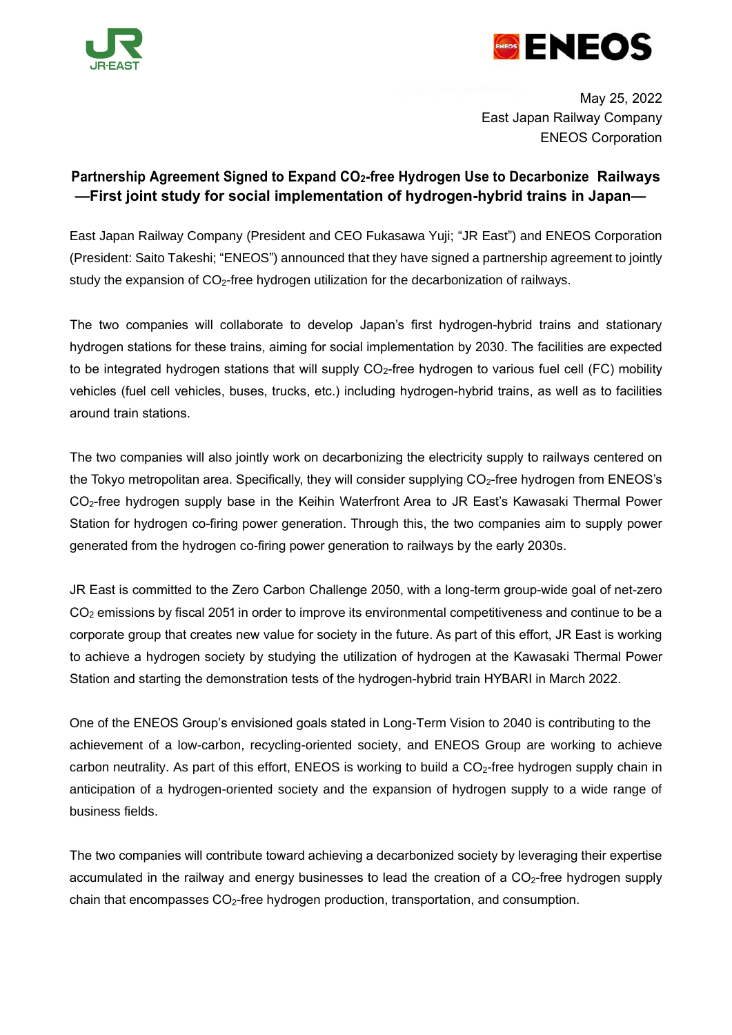May 25, 2022
East Japan Railway Company
ENEOS Corporation

## Partnership Agreement Signed to Expand $CO_2$-free Hydrogen Use to Decarbonize Railways
## —First joint study for social implementation of hydrogen-hybrid trains in Japan—

East Japan Railway Company (President and CEO Fukasawa Yuji; "JR East") and ENEOS Corporation (President: Saito Takeshi; "ENEOS") announced that they have signed a partnership agreement to jointly study the expansion of $CO_2$-free hydrogen utilization for the decarbonization of railways.

The two companies will collaborate to develop Japan's first hydrogen-hybrid trains and stationary hydrogen stations for these trains, aiming for social implementation by 2030. The facilities are expected to be integrated hydrogen stations that will supply $CO_2$-free hydrogen to various fuel cell (FC) mobility vehicles (fuel cell vehicles, buses, trucks, etc.) including hydrogen-hybrid trains, as well as to facilities around train stations.

The two companies will also jointly work on decarbonizing the electricity supply to railways centered on the Tokyo metropolitan area. Specifically, they will consider supplying $CO_2$-free hydrogen from ENEOS's $CO_2$-free hydrogen supply base in the Keihin Waterfront Area to JR East's Kawasaki Thermal Power Station for hydrogen co-firing power generation. Through this, the two companies aim to supply power generated from the hydrogen co-firing power generation to railways by the early 2030s.

JR East is committed to the Zero Carbon Challenge 2050, with a long-term group-wide goal of net-zero $CO_2$ emissions by fiscal 2051 in order to improve its environmental competitiveness and continue to be a corporate group that creates new value for society in the future. As part of this effort, JR East is working to achieve a hydrogen society by studying the utilization of hydrogen at the Kawasaki Thermal Power Station and starting the demonstration tests of the hydrogen-hybrid train HYBARI in March 2022.

One of the ENEOS Group's envisioned goals stated in Long-Term Vision to 2040 is contributing to the achievement of a low-carbon, recycling-oriented society, and ENEOS Group are working to achieve carbon neutrality. As part of this effort, ENEOS is working to build a $CO_2$-free hydrogen supply chain in anticipation of a hydrogen-oriented society and the expansion of hydrogen supply to a wide range of business fields.

The two companies will contribute toward achieving a decarbonized society by leveraging their expertise accumulated in the railway and energy businesses to lead the creation of a $CO_2$-free hydrogen supply chain that encompasses $CO_2$-free hydrogen production, transportation, and consumption.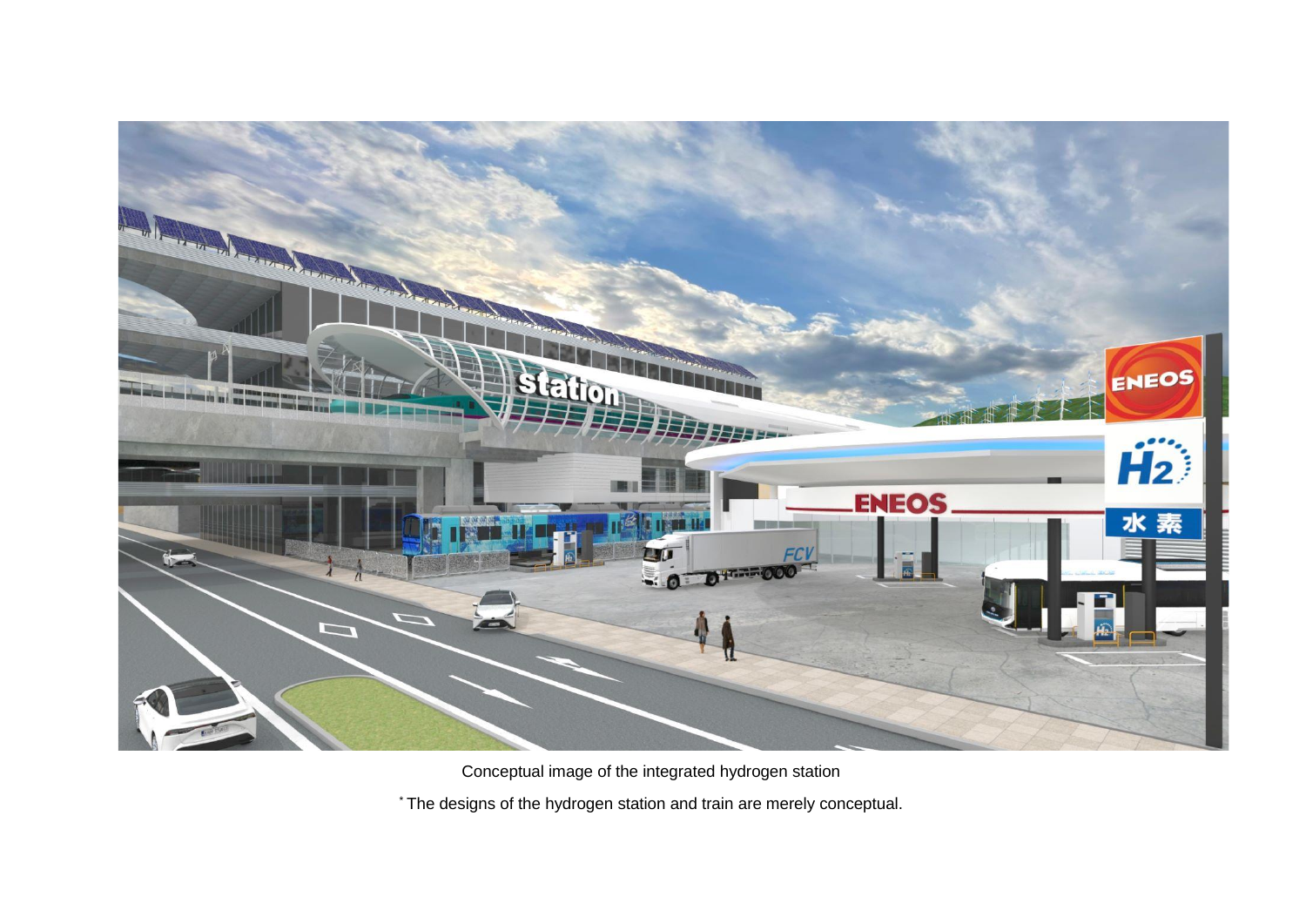Conceptual image of the integrated hydrogen station

* The designs of the hydrogen station and train are merely conceptual.